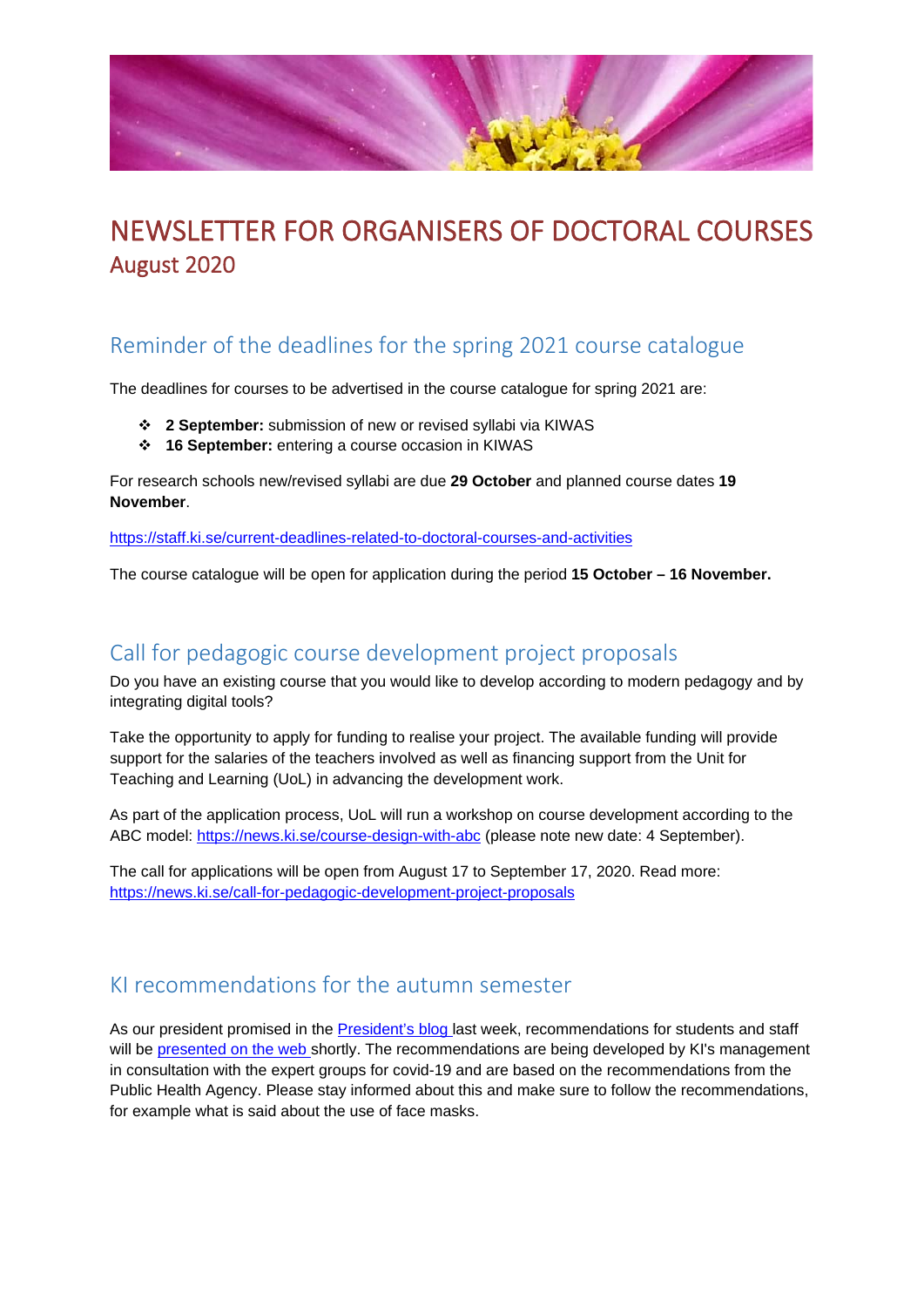# NEWSLETTER FOR ORGANISERS OF DOCTORAL COURSES

## August 2020

## Reminder of the deadlines for the spring 2021 course catalogue

The deadlines for courses to be advertised in the course catalogue for spring 2021 are:

- **2 September:** submission of new or revised syllabi via KIWAS
- **16 September:** entering a course occasion in KIWAS

For research schools new/revised syllabi are due **29 October** and planned course dates **19 November**.

https://staff.ki.se/current-deadlines-related-to-doctoral-courses-and-activities

The course catalogue will be open for application during the period **15 October – 16 November.**

## Call for pedagogic course development project proposals

Do you have an existing course that you would like to develop according to modern pedagogy and by integrating digital tools?

Take the opportunity to apply for funding to realise your project. The available funding will provide support for the salaries of the teachers involved as well as financing support from the Unit for Teaching and Learning (UoL) in advancing the development work.

As part of the application process, UoL will run a workshop on course development according to the ABC model: https://news.ki.se/course-design-with-abc (please note new date: 4 September).

The call for applications will be open from August 17 to September 17, 2020. Read more: https://news.ki.se/call-for-pedagogic-development-project-proposals

## KI recommendations for the autumn semester

As our president promised in the President's blog last week, recommendations for students and staff will be presented on the web shortly. The recommendations are being developed by KI's management in consultation with the expert groups for covid-19 and are based on the recommendations from the Public Health Agency. Please stay informed about this and make sure to follow the recommendations, for example what is said about the use of face masks.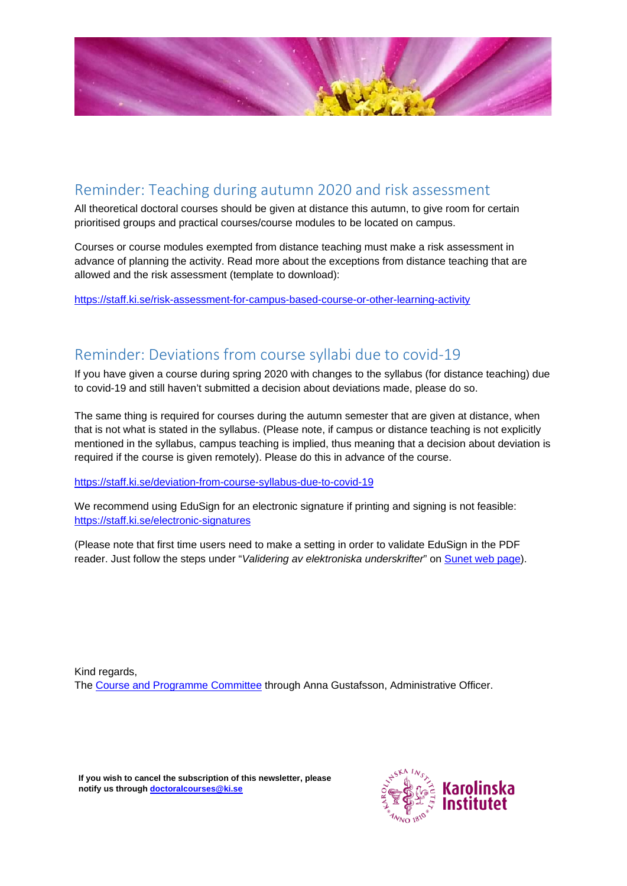## Reminder: Teaching during autumn 2020 and risk assessment

All theoretical doctoral courses should be given at distance this autumn, to give room for certain prioritised groups and practical courses/course modules to be located on campus.

Courses or course modules exempted from distance teaching must make a risk assessment in advance of planning the activity. Read more about the exceptions from distance teaching that are allowed and the risk assessment (template to download):

https://staff.ki.se/risk-assessment-for-campus-based-course-or-other-learning-activity

## Reminder: Deviations from course syllabi due to covid-19

If you have given a course during spring 2020 with changes to the syllabus (for distance teaching) due to covid-19 and still haven't submitted a decision about deviations made, please do so.

The same thing is required for courses during the autumn semester that are given at distance, when that is not what is stated in the syllabus. (Please note, if campus or distance teaching is not explicitly mentioned in the syllabus, campus teaching is implied, thus meaning that a decision about deviation is required if the course is given remotely). Please do this in advance of the course.

https://staff.ki.se/deviation-from-course-syllabus-due-to-covid-19

We recommend using EduSign for an electronic signature if printing and signing is not feasible: https://staff.ki.se/electronic-signatures

(Please note that first time users need to make a setting in order to validate EduSign in the PDF reader. Just follow the steps under "*Validering av elektroniska underskrifter*" on Sunet web page).

Kind regards,
The Course and Programme Committee through Anna Gustafsson, Administrative Officer.

**If you wish to cancel the subscription of this newsletter, please notify us through doctoralcourses@ki.se**

Karolinska Institutet